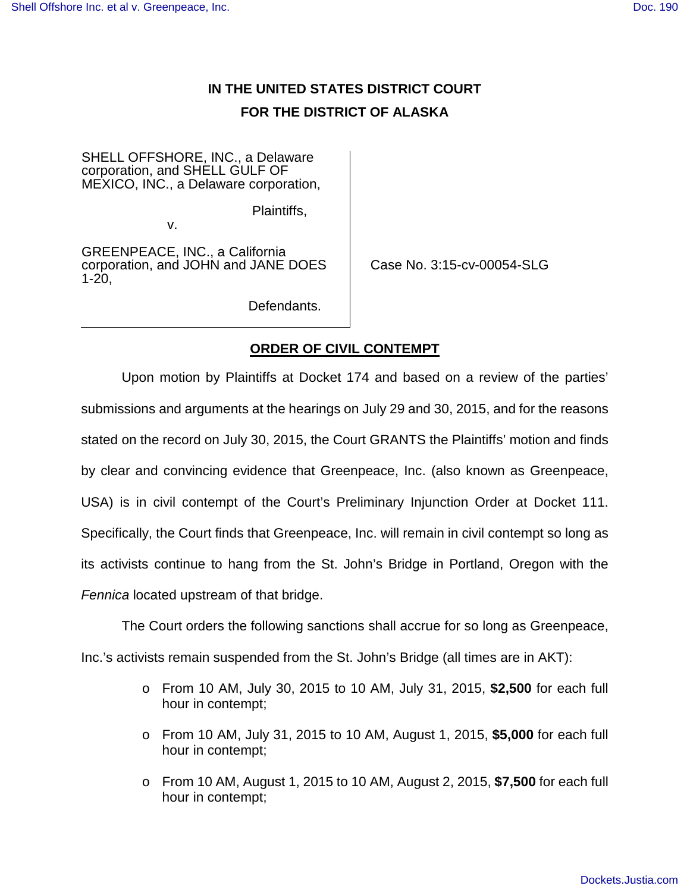**IN THE UNITED STATES DISTRICT COURT**
**FOR THE DISTRICT OF ALASKA**

SHELL OFFSHORE, INC., a Delaware corporation, and SHELL GULF OF MEXICO, INC., a Delaware corporation,

Plaintiffs,

v.

GREENPEACE, INC., a California corporation, and JOHN and JANE DOES 1-20,

Defendants.

Case No. 3:15-cv-00054-SLG

**ORDER OF CIVIL CONTEMPT**

Upon motion by Plaintiffs at Docket 174 and based on a review of the parties' submissions and arguments at the hearings on July 29 and 30, 2015, and for the reasons stated on the record on July 30, 2015, the Court GRANTS the Plaintiffs' motion and finds by clear and convincing evidence that Greenpeace, Inc. (also known as Greenpeace, USA) is in civil contempt of the Court's Preliminary Injunction Order at Docket 111. Specifically, the Court finds that Greenpeace, Inc. will remain in civil contempt so long as its activists continue to hang from the St. John's Bridge in Portland, Oregon with the *Fennica* located upstream of that bridge.

The Court orders the following sanctions shall accrue for so long as Greenpeace, Inc.'s activists remain suspended from the St. John's Bridge (all times are in AKT):

- From 10 AM, July 30, 2015 to 10 AM, July 31, 2015, **$2,500** for each full hour in contempt;
- From 10 AM, July 31, 2015 to 10 AM, August 1, 2015, **$5,000** for each full hour in contempt;
- From 10 AM, August 1, 2015 to 10 AM, August 2, 2015, **$7,500** for each full hour in contempt;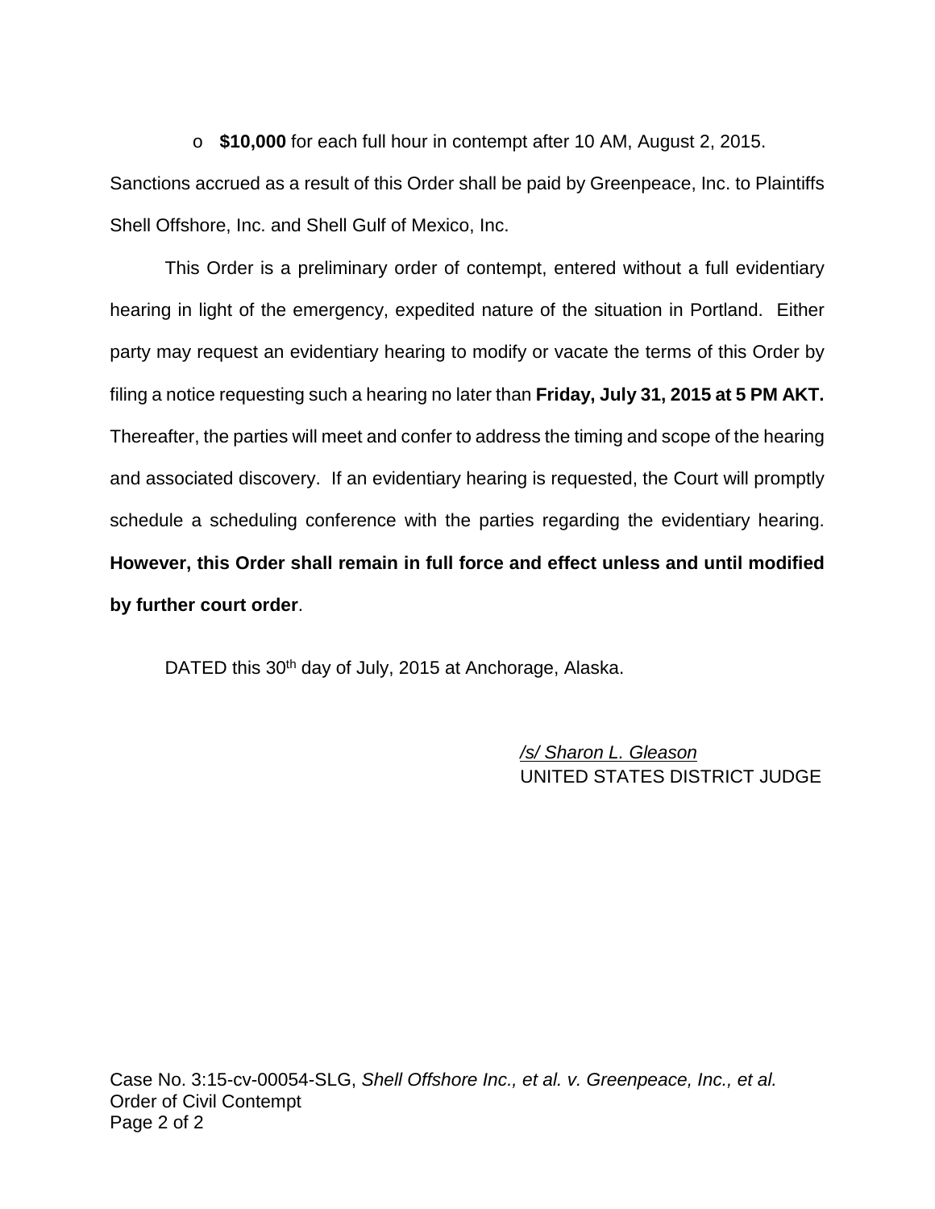- **$10,000** for each full hour in contempt after 10 AM, August 2, 2015.

Sanctions accrued as a result of this Order shall be paid by Greenpeace, Inc. to Plaintiffs Shell Offshore, Inc. and Shell Gulf of Mexico, Inc.

This Order is a preliminary order of contempt, entered without a full evidentiary hearing in light of the emergency, expedited nature of the situation in Portland. Either party may request an evidentiary hearing to modify or vacate the terms of this Order by filing a notice requesting such a hearing no later than **Friday, July 31, 2015 at 5 PM AKT.** Thereafter, the parties will meet and confer to address the timing and scope of the hearing and associated discovery. If an evidentiary hearing is requested, the Court will promptly schedule a scheduling conference with the parties regarding the evidentiary hearing. **However, this Order shall remain in full force and effect unless and until modified by further court order**.

DATED this 30th day of July, 2015 at Anchorage, Alaska.

*/s/ Sharon L. Gleason*
UNITED STATES DISTRICT JUDGE

Case No. 3:15-cv-00054-SLG, *Shell Offshore Inc., et al. v. Greenpeace, Inc., et al.*
Order of Civil Contempt